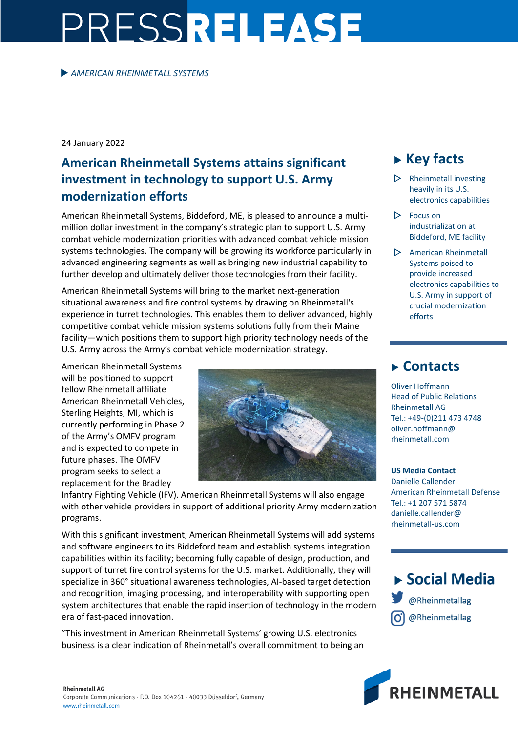# PRESSRELEASE

▶ *AMERICAN RHEINMETALL SYSTEMS*

24 January 2022

## American Rheinmetall Systems attains significant investment in technology to support U.S. Army modernization efforts

American Rheinmetall Systems, Biddeford, ME, is pleased to announce a multi-million dollar investment in the company's strategic plan to support U.S. Army combat vehicle modernization priorities with advanced combat vehicle mission systems technologies. The company will be growing its workforce particularly in advanced engineering segments as well as bringing new industrial capability to further develop and ultimately deliver those technologies from their facility.

American Rheinmetall Systems will bring to the market next-generation situational awareness and fire control systems by drawing on Rheinmetall's experience in turret technologies. This enables them to deliver advanced, highly competitive combat vehicle mission systems solutions fully from their Maine facility—which positions them to support high priority technology needs of the U.S. Army across the Army's combat vehicle modernization strategy.

American Rheinmetall Systems will be positioned to support fellow Rheinmetall affiliate American Rheinmetall Vehicles, Sterling Heights, MI, which is currently performing in Phase 2 of the Army's OMFV program and is expected to compete in future phases. The OMFV program seeks to select a replacement for the Bradley Infantry Fighting Vehicle (IFV). American Rheinmetall Systems will also engage with other vehicle providers in support of additional priority Army modernization programs.

With this significant investment, American Rheinmetall Systems will add systems and software engineers to its Biddeford team and establish systems integration capabilities within its facility; becoming fully capable of design, production, and support of turret fire control systems for the U.S. market. Additionally, they will specialize in 360° situational awareness technologies, AI-based target detection and recognition, imaging processing, and interoperability with supporting open system architectures that enable the rapid insertion of technology in the modern era of fast-paced innovation.

”This investment in American Rheinmetall Systems' growing U.S. electronics business is a clear indication of Rheinmetall's overall commitment to being an

## ▶ Key facts

- Rheinmetall investing heavily in its U.S. electronics capabilities
- Focus on industrialization at Biddeford, ME facility
- American Rheinmetall Systems poised to provide increased electronics capabilities to U.S. Army in support of crucial modernization efforts

## ▶ Contacts

Oliver Hoffmann
Head of Public Relations
Rheinmetall AG
Tel.: +49-(0)211 473 4748
oliver.hoffmann@rheinmetall.com

**US Media Contact**
Danielle Callender
American Rheinmetall Defense
Tel.: +1 207 571 5874
danielle.callender@rheinmetall-us.com

## ▶ Social Media

@Rheinmetallag
@Rheinmetallag

**Rheinmetall AG**
Corporate Communications · P.O. Box 104261 · 40033 Düsseldorf, Germany
www.rheinmetall.com

RHEINMETALL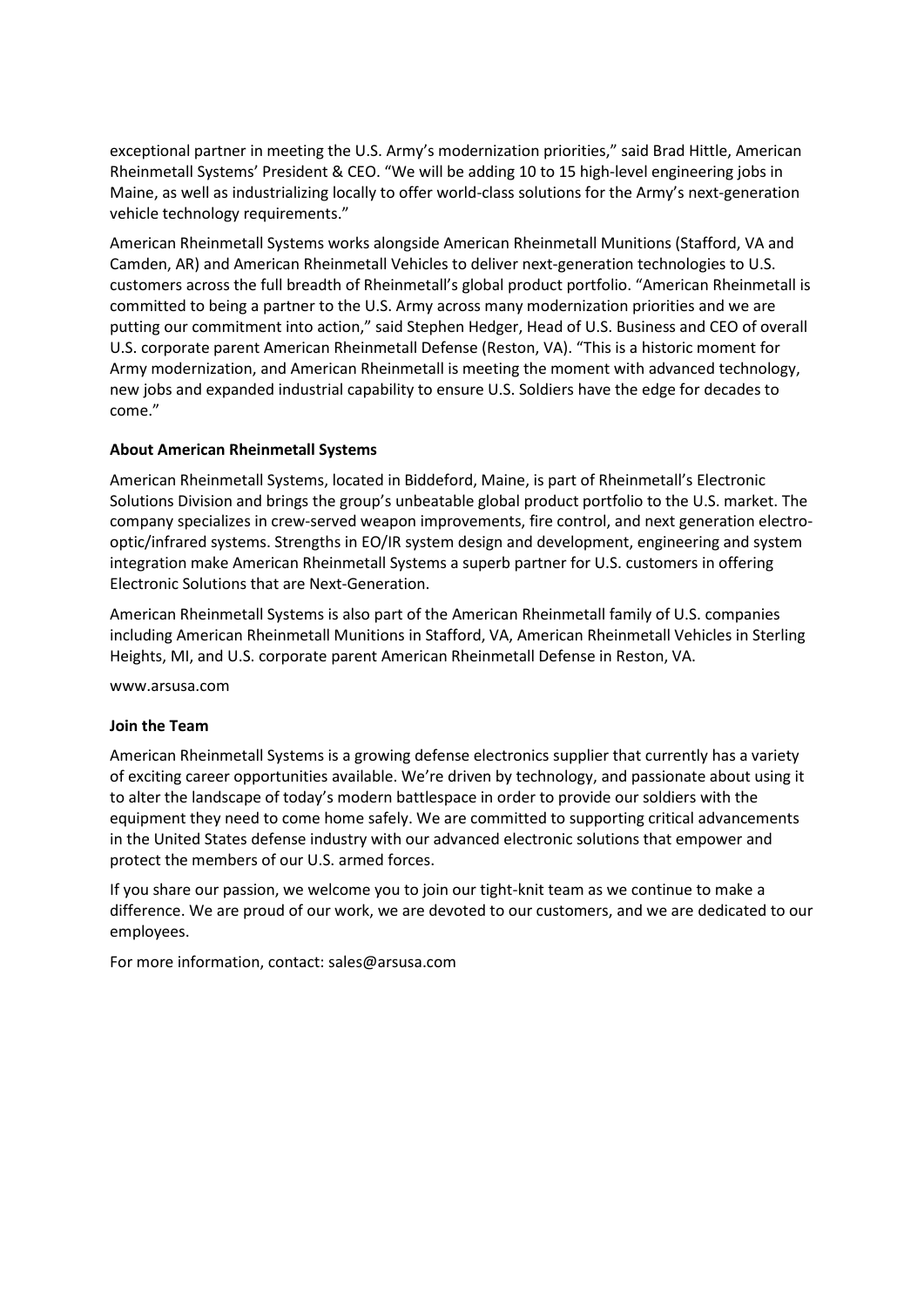exceptional partner in meeting the U.S. Army's modernization priorities," said Brad Hittle, American Rheinmetall Systems' President & CEO. "We will be adding 10 to 15 high-level engineering jobs in Maine, as well as industrializing locally to offer world-class solutions for the Army's next-generation vehicle technology requirements."

American Rheinmetall Systems works alongside American Rheinmetall Munitions (Stafford, VA and Camden, AR) and American Rheinmetall Vehicles to deliver next-generation technologies to U.S. customers across the full breadth of Rheinmetall's global product portfolio. "American Rheinmetall is committed to being a partner to the U.S. Army across many modernization priorities and we are putting our commitment into action," said Stephen Hedger, Head of U.S. Business and CEO of overall U.S. corporate parent American Rheinmetall Defense (Reston, VA). "This is a historic moment for Army modernization, and American Rheinmetall is meeting the moment with advanced technology, new jobs and expanded industrial capability to ensure U.S. Soldiers have the edge for decades to come."

**About American Rheinmetall Systems**

American Rheinmetall Systems, located in Biddeford, Maine, is part of Rheinmetall's Electronic Solutions Division and brings the group's unbeatable global product portfolio to the U.S. market. The company specializes in crew-served weapon improvements, fire control, and next generation electro-optic/infrared systems. Strengths in EO/IR system design and development, engineering and system integration make American Rheinmetall Systems a superb partner for U.S. customers in offering Electronic Solutions that are Next-Generation.

American Rheinmetall Systems is also part of the American Rheinmetall family of U.S. companies including American Rheinmetall Munitions in Stafford, VA, American Rheinmetall Vehicles in Sterling Heights, MI, and U.S. corporate parent American Rheinmetall Defense in Reston, VA.

www.arsusa.com

**Join the Team**

American Rheinmetall Systems is a growing defense electronics supplier that currently has a variety of exciting career opportunities available. We're driven by technology, and passionate about using it to alter the landscape of today's modern battlespace in order to provide our soldiers with the equipment they need to come home safely. We are committed to supporting critical advancements in the United States defense industry with our advanced electronic solutions that empower and protect the members of our U.S. armed forces.

If you share our passion, we welcome you to join our tight-knit team as we continue to make a difference. We are proud of our work, we are devoted to our customers, and we are dedicated to our employees.

For more information, contact: sales@arsusa.com